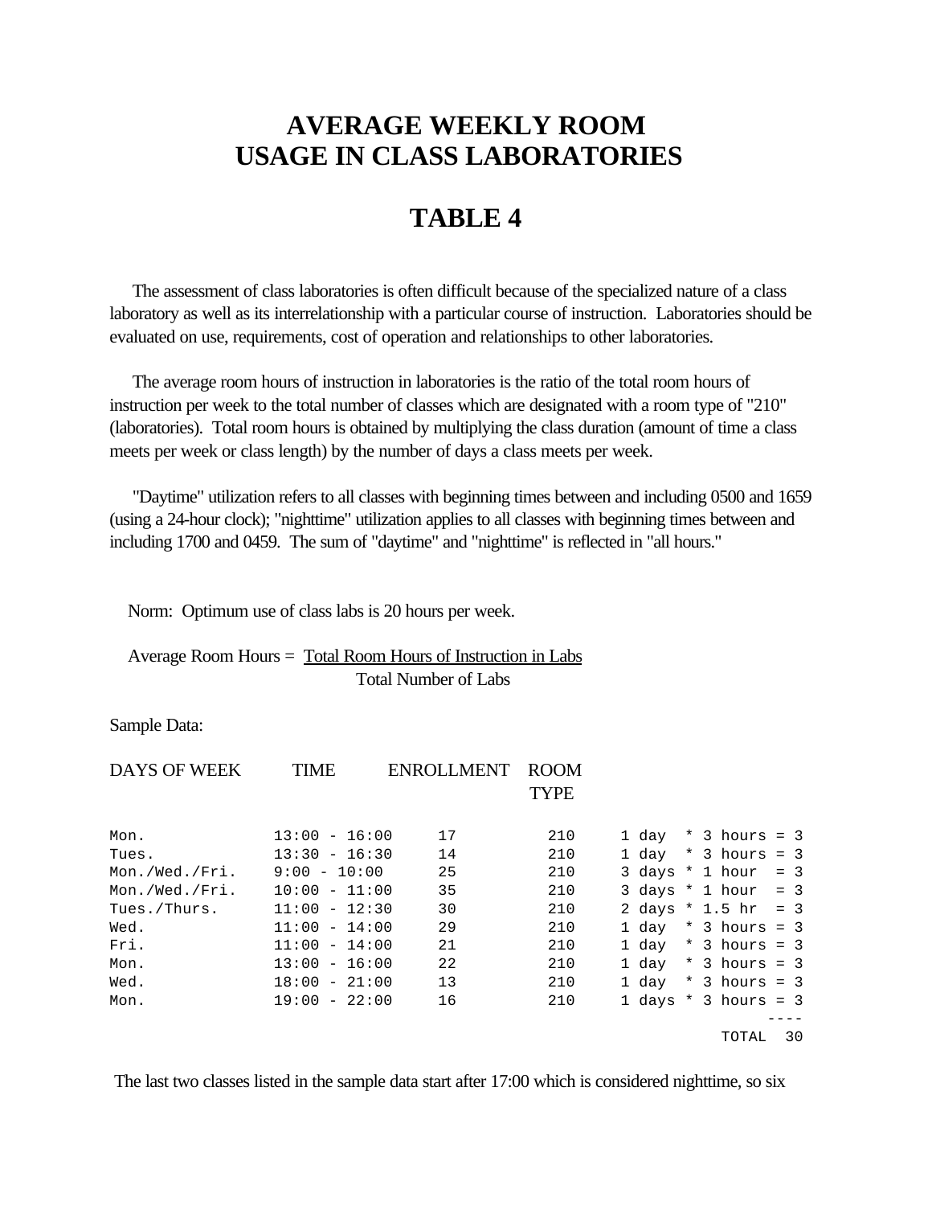# AVERAGE WEEKLY ROOM USAGE IN CLASS LABORATORIES

# TABLE 4

The assessment of class laboratories is often difficult because of the specialized nature of a class laboratory as well as its interrelationship with a particular course of instruction. Laboratories should be evaluated on use, requirements, cost of operation and relationships to other laboratories.

The average room hours of instruction in laboratories is the ratio of the total room hours of instruction per week to the total number of classes which are designated with a room type of "210" (laboratories). Total room hours is obtained by multiplying the class duration (amount of time a class meets per week or class length) by the number of days a class meets per week.

"Daytime" utilization refers to all classes with beginning times between and including 0500 and 1659 (using a 24-hour clock); "nighttime" utilization applies to all classes with beginning times between and including 1700 and 0459. The sum of "daytime" and "nighttime" is reflected in "all hours."

Norm: Optimum use of class labs is 20 hours per week.

$$\text{Average Room Hours} = \frac{\text{Total Room Hours of Instruction in Labs}}{\text{Total Number of Labs}}$$

Sample Data:

| DAYS OF WEEK | TIME | ENROLLMENT | ROOM TYPE | |
|---|---|---|---|---|
| Mon. | 13:00 - 16:00 | 17 | 210 | 1 day * 3 hours = 3 |
| Tues. | 13:30 - 16:30 | 14 | 210 | 1 day * 3 hours = 3 |
| Mon./Wed./Fri. | 9:00 - 10:00 | 25 | 210 | 3 days * 1 hour = 3 |
| Mon./Wed./Fri. | 10:00 - 11:00 | 35 | 210 | 3 days * 1 hour = 3 |
| Tues./Thurs. | 11:00 - 12:30 | 30 | 210 | 2 days * 1.5 hr = 3 |
| Wed. | 11:00 - 14:00 | 29 | 210 | 1 day * 3 hours = 3 |
| Fri. | 11:00 - 14:00 | 21 | 210 | 1 day * 3 hours = 3 |
| Mon. | 13:00 - 16:00 | 22 | 210 | 1 day * 3 hours = 3 |
| Wed. | 18:00 - 21:00 | 13 | 210 | 1 day * 3 hours = 3 |
| Mon. | 19:00 - 22:00 | 16 | 210 | 1 days * 3 hours = 3 |
| | | | | TOTAL 30 |

The last two classes listed in the sample data start after 17:00 which is considered nighttime, so six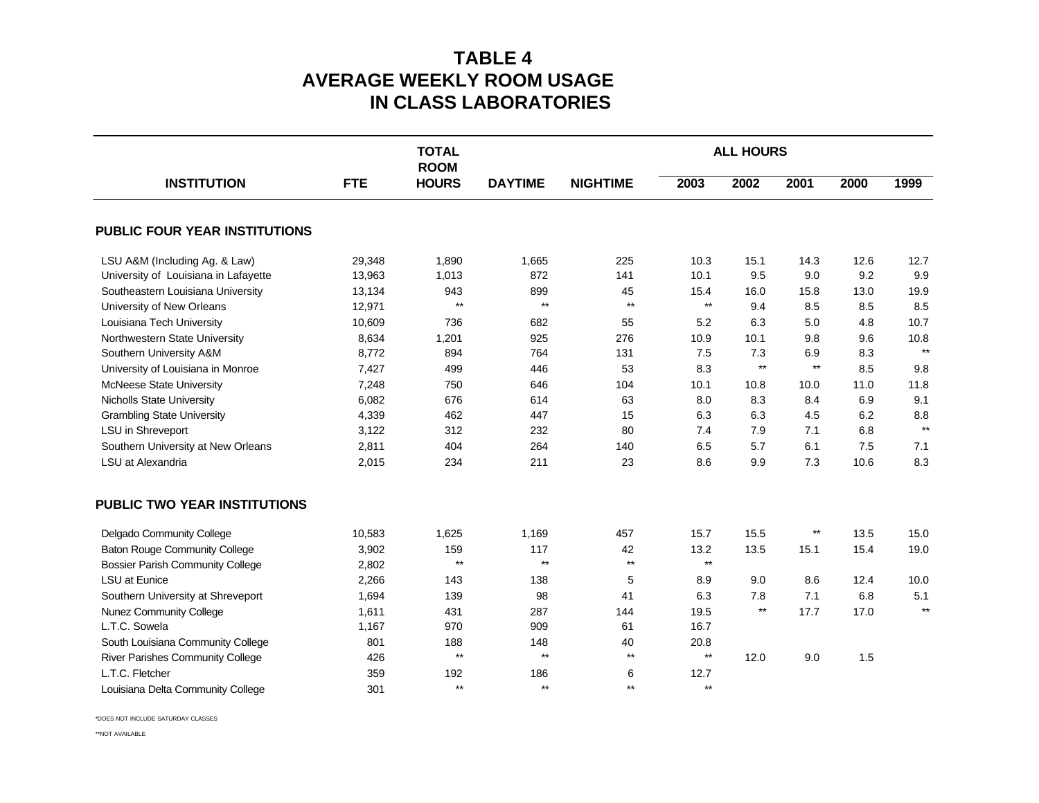# TABLE 4
# AVERAGE WEEKLY ROOM USAGE IN CLASS LABORATORIES

| INSTITUTION | FTE | TOTAL ROOM HOURS | DAYTIME | NIGHTIME | ALL HOURS | | | | |
|---|---|---|---|---|---|---|---|---|---|
| | | | | | 2003 | 2002 | 2001 | 2000 | 1999 |
| **PUBLIC FOUR YEAR INSTITUTIONS** | | | | | | | | | |
| LSU A&M (Including Ag. & Law) | 29,348 | 1,890 | 1,665 | 225 | 10.3 | 15.1 | 14.3 | 12.6 | 12.7 |
| University of Louisiana in Lafayette | 13,963 | 1,013 | 872 | 141 | 10.1 | 9.5 | 9.0 | 9.2 | 9.9 |
| Southeastern Louisiana University | 13,134 | 943 | 899 | 45 | 15.4 | 16.0 | 15.8 | 13.0 | 19.9 |
| University of New Orleans | 12,971 | ** | ** | ** | ** | 9.4 | 8.5 | 8.5 | 8.5 |
| Louisiana Tech University | 10,609 | 736 | 682 | 55 | 5.2 | 6.3 | 5.0 | 4.8 | 10.7 |
| Northwestern State University | 8,634 | 1,201 | 925 | 276 | 10.9 | 10.1 | 9.8 | 9.6 | 10.8 |
| Southern University A&M | 8,772 | 894 | 764 | 131 | 7.5 | 7.3 | 6.9 | 8.3 | ** |
| University of Louisiana in Monroe | 7,427 | 499 | 446 | 53 | 8.3 | ** | ** | 8.5 | 9.8 |
| McNeese State University | 7,248 | 750 | 646 | 104 | 10.1 | 10.8 | 10.0 | 11.0 | 11.8 |
| Nicholls State University | 6,082 | 676 | 614 | 63 | 8.0 | 8.3 | 8.4 | 6.9 | 9.1 |
| Grambling State University | 4,339 | 462 | 447 | 15 | 6.3 | 6.3 | 4.5 | 6.2 | 8.8 |
| LSU in Shreveport | 3,122 | 312 | 232 | 80 | 7.4 | 7.9 | 7.1 | 6.8 | ** |
| Southern University at New Orleans | 2,811 | 404 | 264 | 140 | 6.5 | 5.7 | 6.1 | 7.5 | 7.1 |
| LSU at Alexandria | 2,015 | 234 | 211 | 23 | 8.6 | 9.9 | 7.3 | 10.6 | 8.3 |
| **PUBLIC TWO YEAR INSTITUTIONS** | | | | | | | | | |
| Delgado Community College | 10,583 | 1,625 | 1,169 | 457 | 15.7 | 15.5 | ** | 13.5 | 15.0 |
| Baton Rouge Community College | 3,902 | 159 | 117 | 42 | 13.2 | 13.5 | 15.1 | 15.4 | 19.0 |
| Bossier Parish Community College | 2,802 | ** | ** | ** | ** | | | | |
| LSU at Eunice | 2,266 | 143 | 138 | 5 | 8.9 | 9.0 | 8.6 | 12.4 | 10.0 |
| Southern University at Shreveport | 1,694 | 139 | 98 | 41 | 6.3 | 7.8 | 7.1 | 6.8 | 5.1 |
| Nunez Community College | 1,611 | 431 | 287 | 144 | 19.5 | ** | 17.7 | 17.0 | ** |
| L.T.C. Sowela | 1,167 | 970 | 909 | 61 | 16.7 | | | | |
| South Louisiana Community College | 801 | 188 | 148 | 40 | 20.8 | | | | |
| River Parishes Community College | 426 | ** | ** | ** | ** | 12.0 | 9.0 | 1.5 | |
| L.T.C. Fletcher | 359 | 192 | 186 | 6 | 12.7 | | | | |
| Louisiana Delta Community College | 301 | ** | ** | ** | ** | | | | |

*DOES NOT INCLUDE SATURDAY CLASSES

**NOT AVAILABLE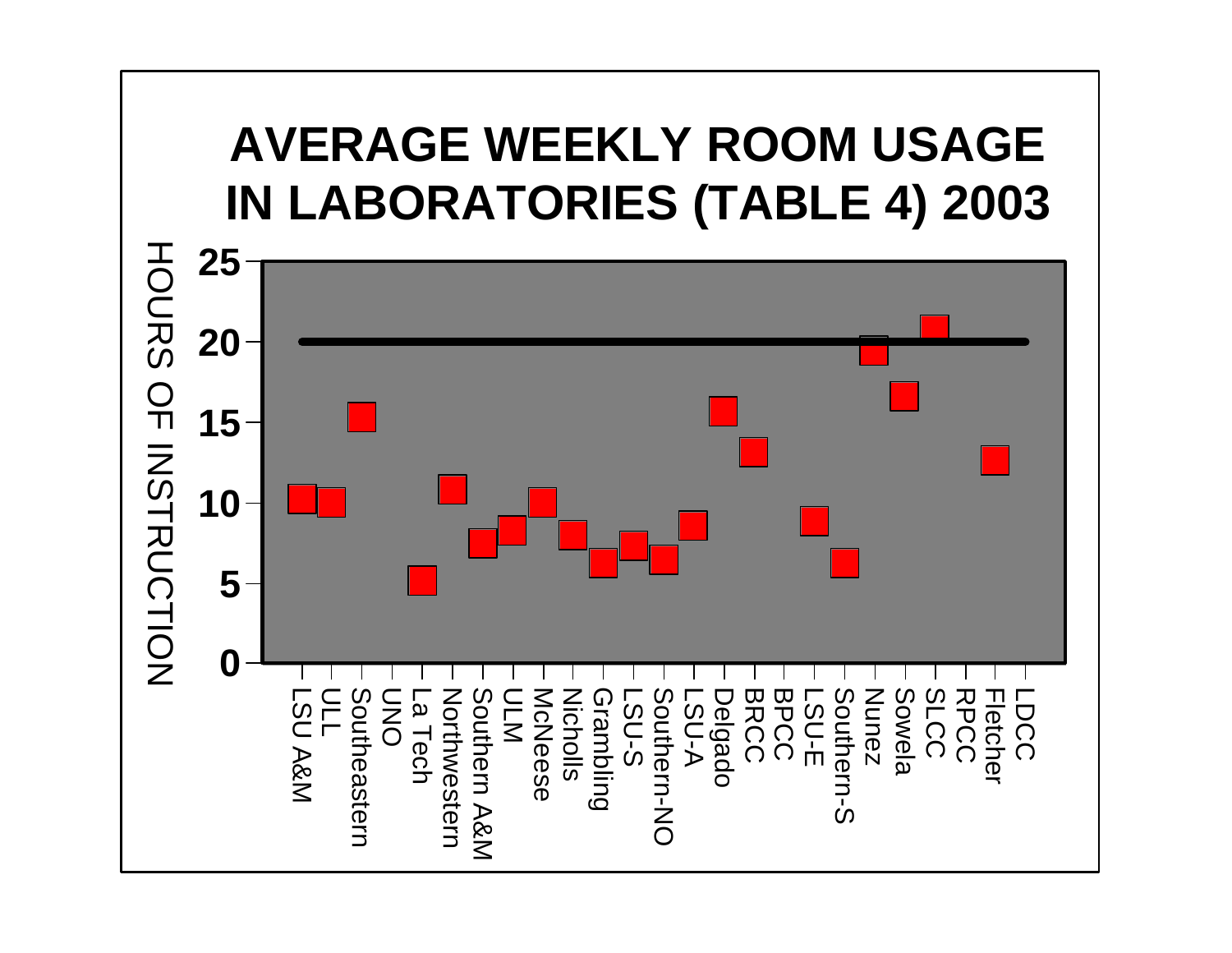# AVERAGE WEEKLY ROOM USAGE IN LABORATORIES (TABLE 4) 2003

HOURS OF INSTRUCTION

25
20
15
10
5
0

LSU A&M, ULL, Southeastern, UNO, La Tech, Northwestern, Southern A&M, ULM, McNeese, Nicholls, Grambling, LSU-S, Southern-NO, LSU-A, Delgado, BRCC, BPCC, LSU-E, Southern-S, Nunez, Sowela, SLCC, RPCC, Fletcher, LDCC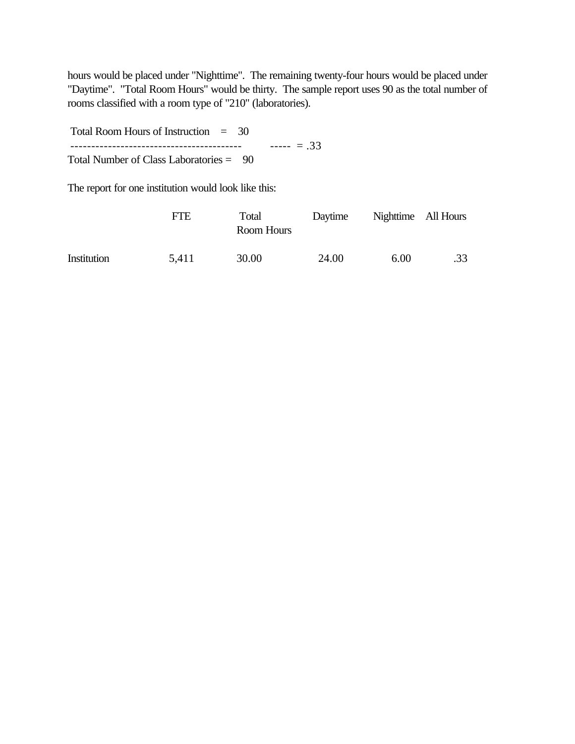hours would be placed under "Nighttime". The remaining twenty-four hours would be placed under "Daytime". "Total Room Hours" would be thirty. The sample report uses 90 as the total number of rooms classified with a room type of "210" (laboratories).

$$\frac{\text{Total Room Hours of Instruction} = 30}{\text{Total Number of Class Laboratories} = 90} = .33$$

The report for one institution would look like this:

| | FTE | Total Room Hours | Daytime | Nighttime | All Hours |
|---|---|---|---|---|---|
| Institution | 5,411 | 30.00 | 24.00 | 6.00 | .33 |